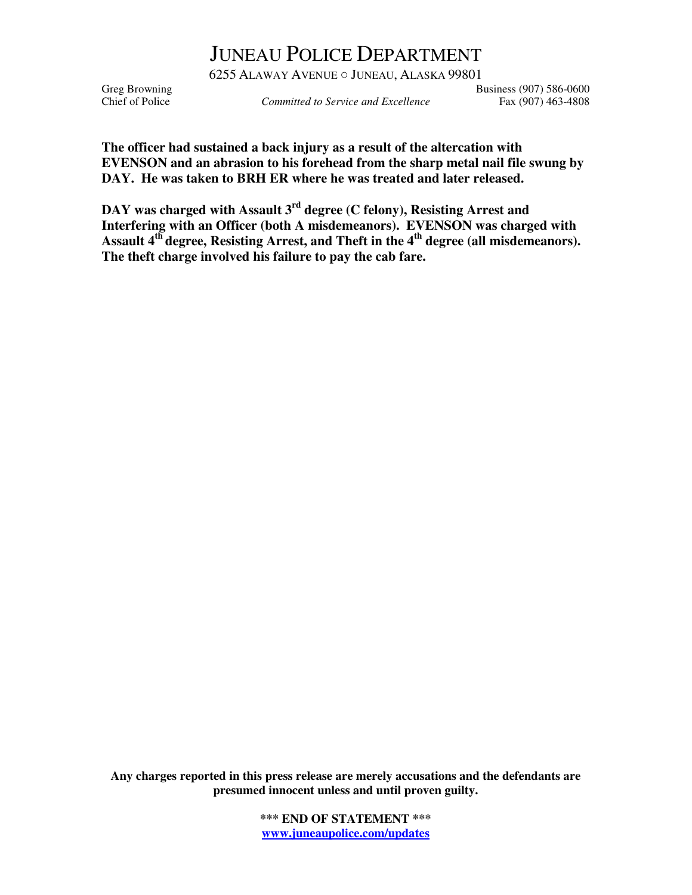# JUNEAU POLICE DEPARTMENT

6255 ALAWAY AVENUE ○ JUNEAU, ALASKA 99801

Greg Browning
Chief of Police

*Committed to Service and Excellence*

Business (907) 586-0600
Fax (907) 463-4808

**The officer had sustained a back injury as a result of the altercation with EVENSON and an abrasion to his forehead from the sharp metal nail file swung by DAY. He was taken to BRH ER where he was treated and later released.**

**DAY was charged with Assault 3rd degree (C felony), Resisting Arrest and Interfering with an Officer (both A misdemeanors). EVENSON was charged with Assault 4th degree, Resisting Arrest, and Theft in the 4th degree (all misdemeanors). The theft charge involved his failure to pay the cab fare.**

**Any charges reported in this press release are merely accusations and the defendants are presumed innocent unless and until proven guilty.**

**\*\*\* END OF STATEMENT \*\*\***

**www.juneaupolice.com/updates**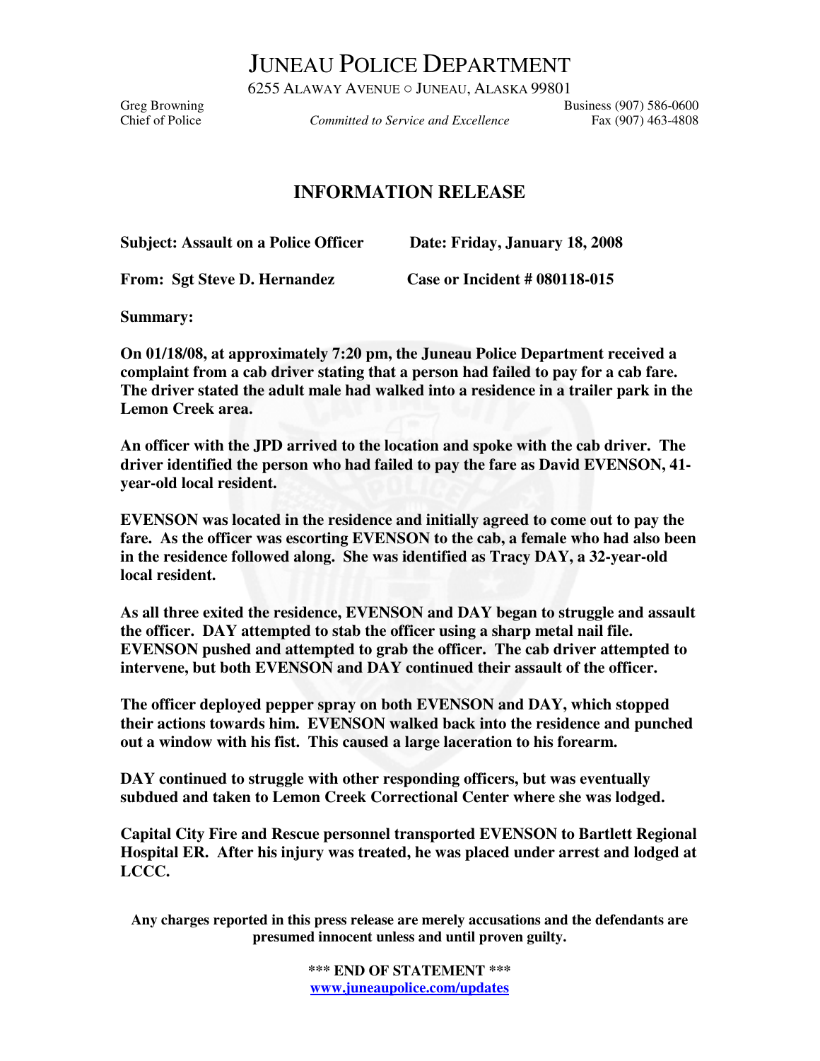# JUNEAU POLICE DEPARTMENT

6255 ALAWAY AVENUE ○ JUNEAU, ALASKA 99801

Greg Browning
Chief of Police

*Committed to Service and Excellence*

Business (907) 586-0600
Fax (907) 463-4808

## INFORMATION RELEASE

**Subject: Assault on a Police Officer** **Date: Friday, January 18, 2008**

**From: Sgt Steve D. Hernandez** **Case or Incident # 080118-015**

**Summary:**

**On 01/18/08, at approximately 7:20 pm, the Juneau Police Department received a complaint from a cab driver stating that a person had failed to pay for a cab fare. The driver stated the adult male had walked into a residence in a trailer park in the Lemon Creek area.**

**An officer with the JPD arrived to the location and spoke with the cab driver. The driver identified the person who had failed to pay the fare as David EVENSON, 41-year-old local resident.**

**EVENSON was located in the residence and initially agreed to come out to pay the fare. As the officer was escorting EVENSON to the cab, a female who had also been in the residence followed along. She was identified as Tracy DAY, a 32-year-old local resident.**

**As all three exited the residence, EVENSON and DAY began to struggle and assault the officer. DAY attempted to stab the officer using a sharp metal nail file. EVENSON pushed and attempted to grab the officer. The cab driver attempted to intervene, but both EVENSON and DAY continued their assault of the officer.**

**The officer deployed pepper spray on both EVENSON and DAY, which stopped their actions towards him. EVENSON walked back into the residence and punched out a window with his fist. This caused a large laceration to his forearm.**

**DAY continued to struggle with other responding officers, but was eventually subdued and taken to Lemon Creek Correctional Center where she was lodged.**

**Capital City Fire and Rescue personnel transported EVENSON to Bartlett Regional Hospital ER. After his injury was treated, he was placed under arrest and lodged at LCCC.**

**Any charges reported in this press release are merely accusations and the defendants are presumed innocent unless and until proven guilty.**

**\*\*\* END OF STATEMENT \*\*\***
**www.juneaupolice.com/updates**